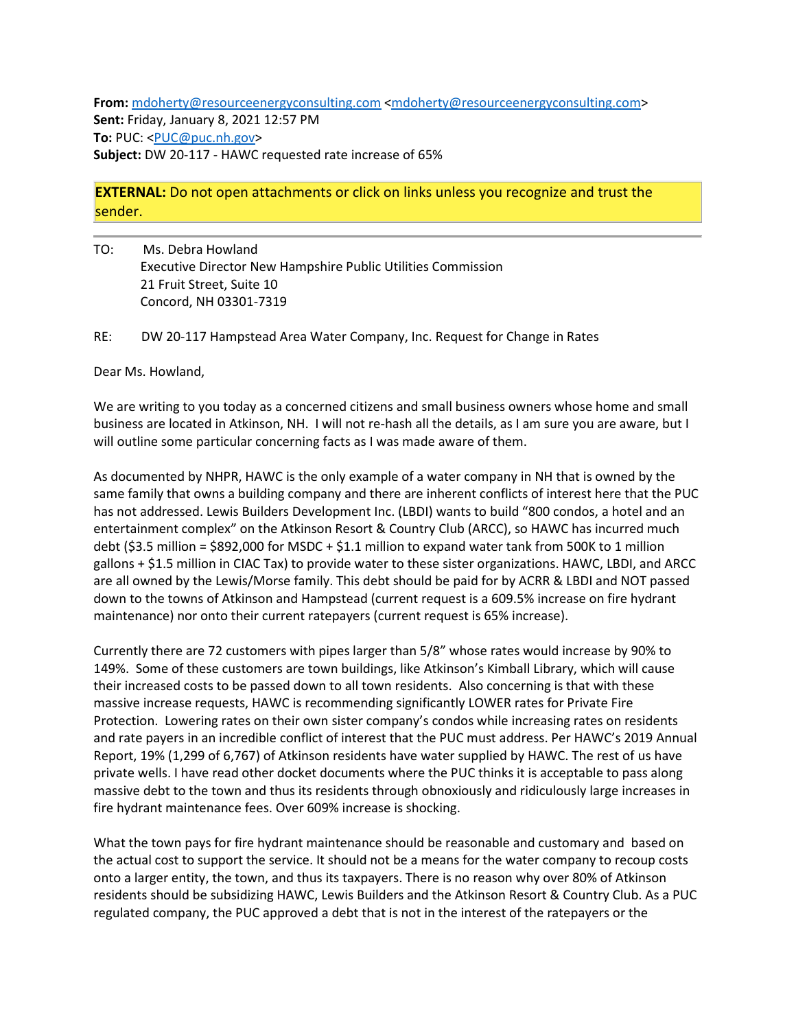**From:** mdoherty@resourceenergyconsulting.com <mdoherty@resourceenergyconsulting.com>
**Sent:** Friday, January 8, 2021 12:57 PM
**To:** PUC: <PUC@puc.nh.gov>
**Subject:** DW 20-117 - HAWC requested rate increase of 65%

**EXTERNAL:** Do not open attachments or click on links unless you recognize and trust the sender.

TO: Ms. Debra Howland
Executive Director New Hampshire Public Utilities Commission
21 Fruit Street, Suite 10
Concord, NH 03301-7319

RE: DW 20-117 Hampstead Area Water Company, Inc. Request for Change in Rates

Dear Ms. Howland,

We are writing to you today as a concerned citizens and small business owners whose home and small business are located in Atkinson, NH. I will not re-hash all the details, as I am sure you are aware, but I will outline some particular concerning facts as I was made aware of them.

As documented by NHPR, HAWC is the only example of a water company in NH that is owned by the same family that owns a building company and there are inherent conflicts of interest here that the PUC has not addressed. Lewis Builders Development Inc. (LBDI) wants to build "800 condos, a hotel and an entertainment complex" on the Atkinson Resort & Country Club (ARCC), so HAWC has incurred much debt ($3.5 million = $892,000 for MSDC + $1.1 million to expand water tank from 500K to 1 million gallons + $1.5 million in CIAC Tax) to provide water to these sister organizations. HAWC, LBDI, and ARCC are all owned by the Lewis/Morse family. This debt should be paid for by ACRR & LBDI and NOT passed down to the towns of Atkinson and Hampstead (current request is a 609.5% increase on fire hydrant maintenance) nor onto their current ratepayers (current request is 65% increase).

Currently there are 72 customers with pipes larger than 5/8" whose rates would increase by 90% to 149%. Some of these customers are town buildings, like Atkinson's Kimball Library, which will cause their increased costs to be passed down to all town residents. Also concerning is that with these massive increase requests, HAWC is recommending significantly LOWER rates for Private Fire Protection. Lowering rates on their own sister company's condos while increasing rates on residents and rate payers in an incredible conflict of interest that the PUC must address. Per HAWC's 2019 Annual Report, 19% (1,299 of 6,767) of Atkinson residents have water supplied by HAWC. The rest of us have private wells. I have read other docket documents where the PUC thinks it is acceptable to pass along massive debt to the town and thus its residents through obnoxiously and ridiculously large increases in fire hydrant maintenance fees. Over 609% increase is shocking.

What the town pays for fire hydrant maintenance should be reasonable and customary and based on the actual cost to support the service. It should not be a means for the water company to recoup costs onto a larger entity, the town, and thus its taxpayers. There is no reason why over 80% of Atkinson residents should be subsidizing HAWC, Lewis Builders and the Atkinson Resort & Country Club. As a PUC regulated company, the PUC approved a debt that is not in the interest of the ratepayers or the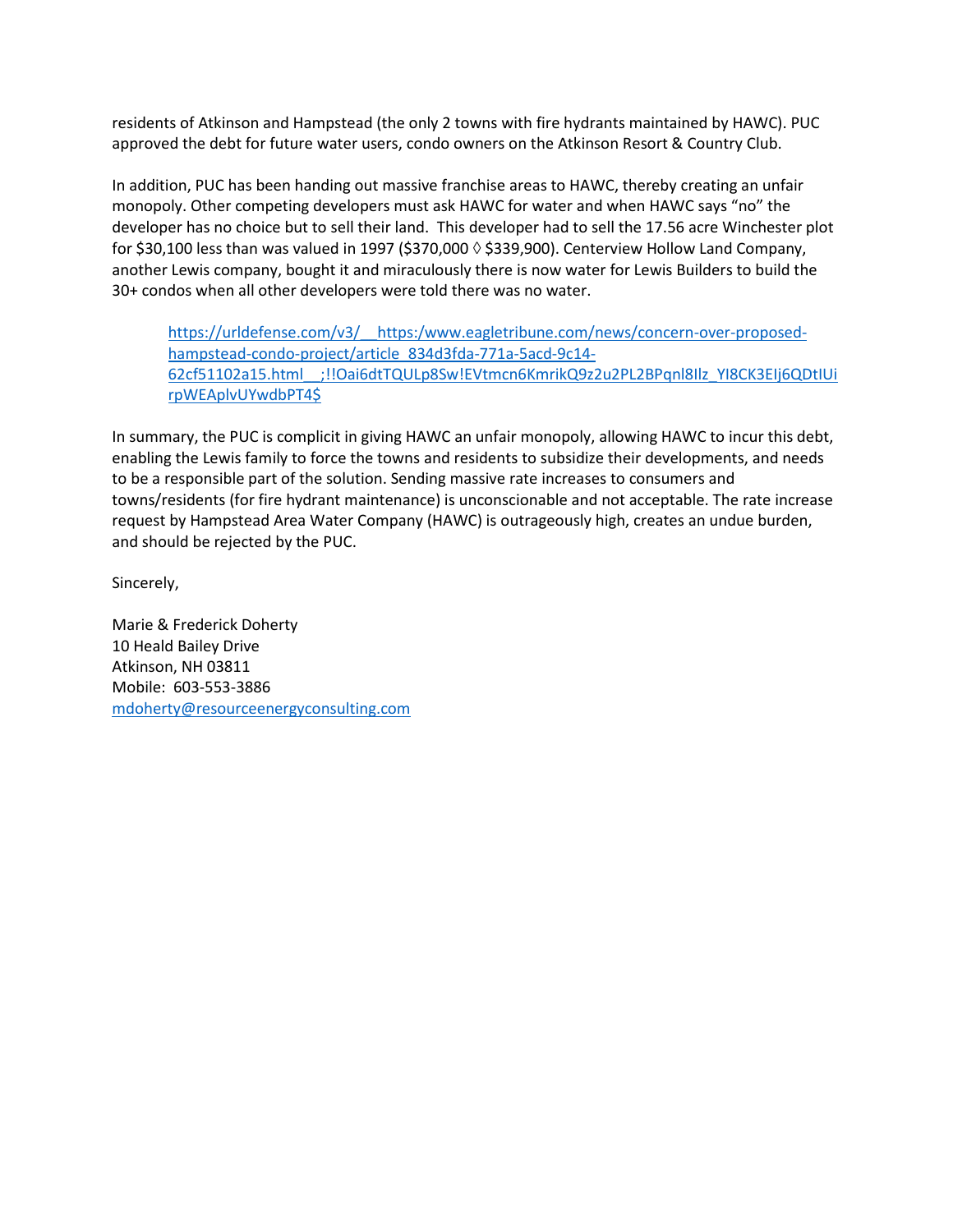residents of Atkinson and Hampstead (the only 2 towns with fire hydrants maintained by HAWC). PUC approved the debt for future water users, condo owners on the Atkinson Resort & Country Club.

In addition, PUC has been handing out massive franchise areas to HAWC, thereby creating an unfair monopoly. Other competing developers must ask HAWC for water and when HAWC says "no" the developer has no choice but to sell their land. This developer had to sell the 17.56 acre Winchester plot for $30,100 less than was valued in 1997 ($370,000 ◊ $339,900). Centerview Hollow Land Company, another Lewis company, bought it and miraculously there is now water for Lewis Builders to build the 30+ condos when all other developers were told there was no water.

> https://urldefense.com/v3/__https:/www.eagletribune.com/news/concern-over-proposed-hampstead-condo-project/article_834d3fda-771a-5acd-9c14-62cf51102a15.html__;!!Oai6dtTQULp8Sw!EVtmcn6KmrikQ9z2u2PL2BPqnl8Ilz_YI8CK3EIj6QDtIUirpWEAplvUYwdbPT4$

In summary, the PUC is complicit in giving HAWC an unfair monopoly, allowing HAWC to incur this debt, enabling the Lewis family to force the towns and residents to subsidize their developments, and needs to be a responsible part of the solution. Sending massive rate increases to consumers and towns/residents (for fire hydrant maintenance) is unconscionable and not acceptable. The rate increase request by Hampstead Area Water Company (HAWC) is outrageously high, creates an undue burden, and should be rejected by the PUC.

Sincerely,

Marie & Frederick Doherty
10 Heald Bailey Drive
Atkinson, NH 03811
Mobile: 603-553-3886
mdoherty@resourceenergyconsulting.com